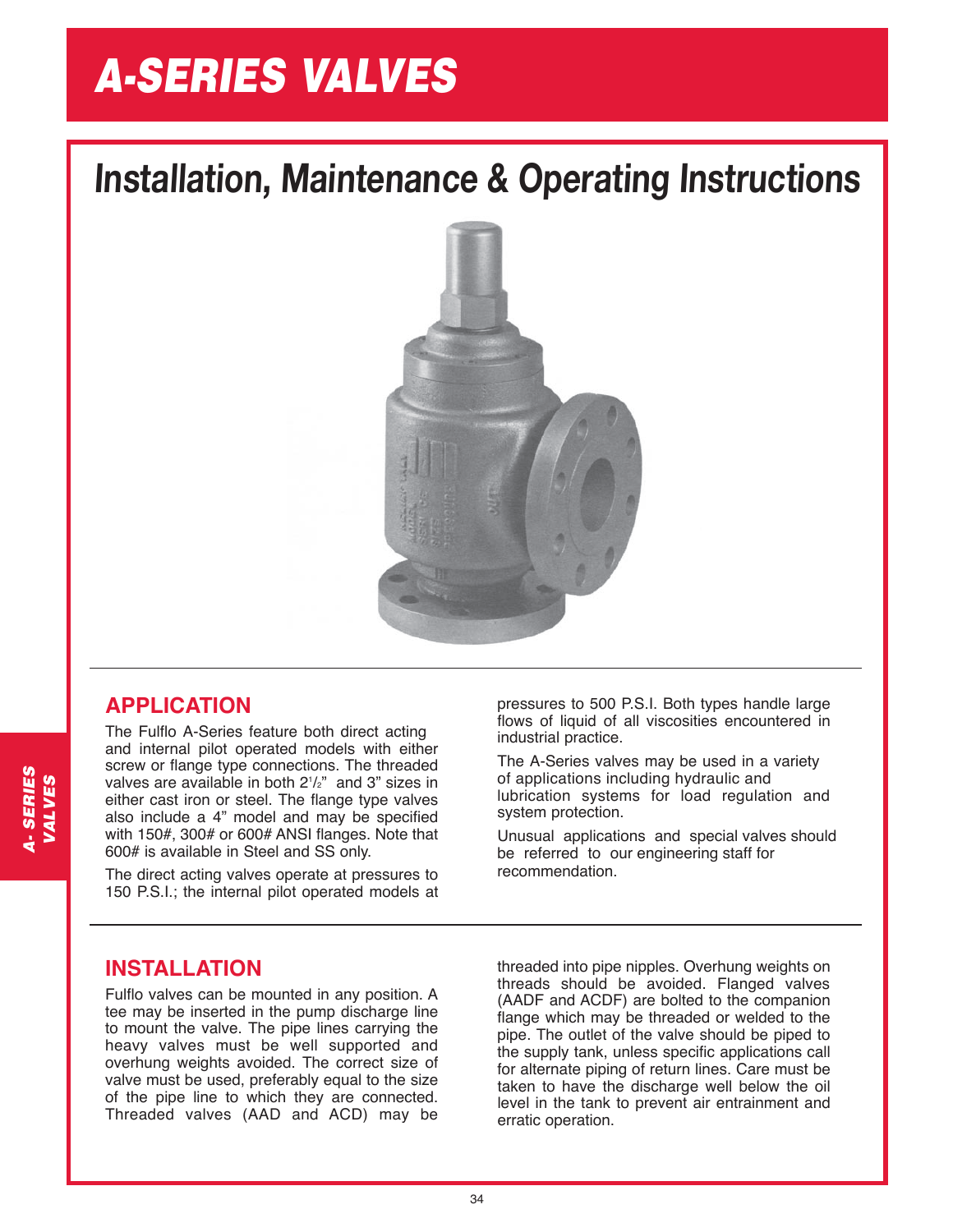# A-SERIES VALVES

## Installation, Maintenance & Operating Instructions

### APPLICATION

The Fulflo A-Series feature both direct acting and internal pilot operated models with either screw or flange type connections. The threaded valves are available in both 2½" and 3" sizes in either cast iron or steel. The flange type valves also include a 4" model and may be specified with 150#, 300# or 600# ANSI flanges. Note that 600# is available in Steel and SS only.

The direct acting valves operate at pressures to 150 P.S.I.; the internal pilot operated models at pressures to 500 P.S.I. Both types handle large flows of liquid of all viscosities encountered in industrial practice.

The A-Series valves may be used in a variety of applications including hydraulic and lubrication systems for load regulation and system protection.

Unusual applications and special valves should be referred to our engineering staff for recommendation.

### INSTALLATION

Fulflo valves can be mounted in any position. A tee may be inserted in the pump discharge line to mount the valve. The pipe lines carrying the heavy valves must be well supported and overhung weights avoided. The correct size of valve must be used, preferably equal to the size of the pipe line to which they are connected. Threaded valves (AAD and ACD) may be threaded into pipe nipples. Overhung weights on threads should be avoided. Flanged valves (AADF and ACDF) are bolted to the companion flange which may be threaded or welded to the pipe. The outlet of the valve should be piped to the supply tank, unless specific applications call for alternate piping of return lines. Care must be taken to have the discharge well below the oil level in the tank to prevent air entrainment and erratic operation.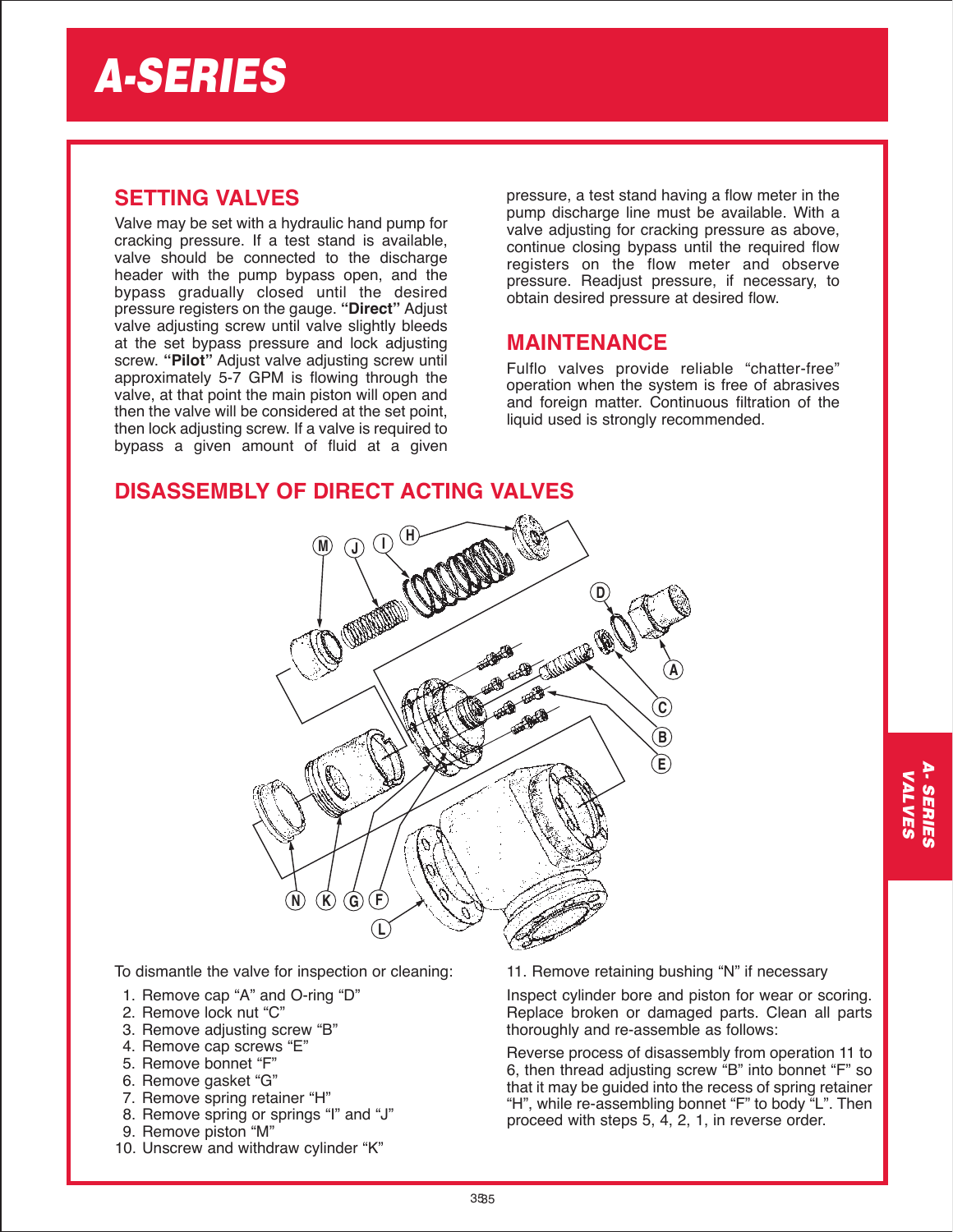// A-SERIES

## SETTING VALVES

Valve may be set with a hydraulic hand pump for cracking pressure. If a test stand is available, valve should be connected to the discharge header with the pump bypass open, and the bypass gradually closed until the desired pressure registers on the gauge. **"Direct"** Adjust valve adjusting screw until valve slightly bleeds at the set bypass pressure and lock adjusting screw. **"Pilot"** Adjust valve adjusting screw until approximately 5-7 GPM is flowing through the valve, at that point the main piston will open and then the valve will be considered at the set point, then lock adjusting screw. If a valve is required to bypass a given amount of fluid at a given pressure, a test stand having a flow meter in the pump discharge line must be available. With a valve adjusting for cracking pressure as above, continue closing bypass until the required flow registers on the flow meter and observe pressure. Readjust pressure, if necessary, to obtain desired pressure at desired flow.

## MAINTENANCE

Fulflo valves provide reliable "chatter-free" operation when the system is free of abrasives and foreign matter. Continuous filtration of the liquid used is strongly recommended.

## DISASSEMBLY OF DIRECT ACTING VALVES

To dismantle the valve for inspection or cleaning:

1. Remove cap "A" and O-ring "D"
2. Remove lock nut "C"
3. Remove adjusting screw "B"
4. Remove cap screws "E"
5. Remove bonnet "F"
6. Remove gasket "G"
7. Remove spring retainer "H"
8. Remove spring or springs "I" and "J"
9. Remove piston "M"
10. Unscrew and withdraw cylinder "K"
11. Remove retaining bushing "N" if necessary

Inspect cylinder bore and piston for wear or scoring. Replace broken or damaged parts. Clean all parts thoroughly and re-assemble as follows:

Reverse process of disassembly from operation 11 to 6, then thread adjusting screw "B" into bonnet "F" so that it may be guided into the recess of spring retainer "H", while re-assembling bonnet "F" to body "L". Then proceed with steps 5, 4, 2, 1, in reverse order.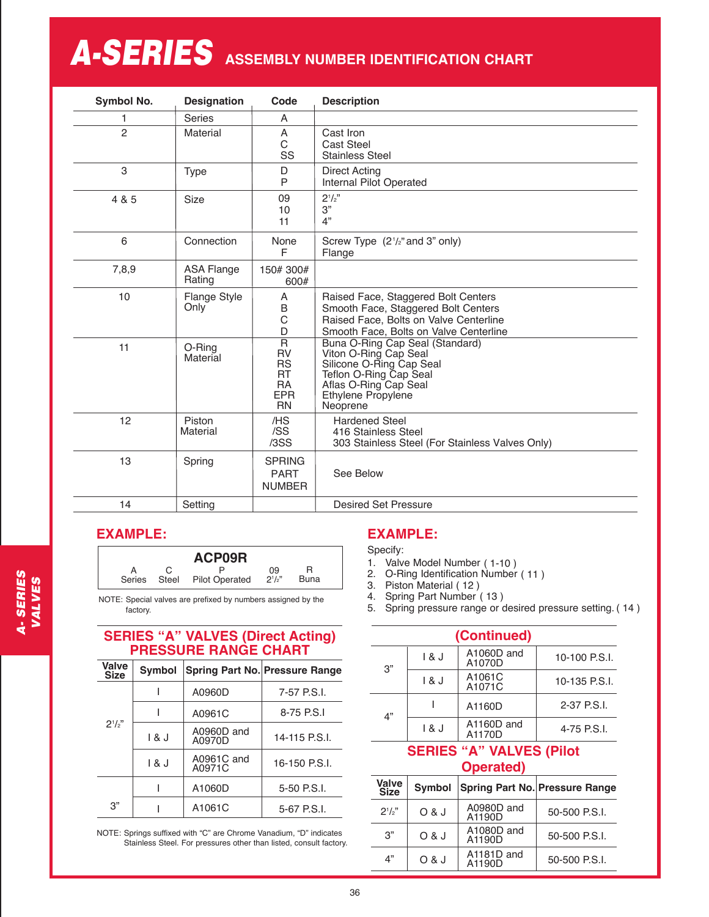# A-SERIES ASSEMBLY NUMBER IDENTIFICATION CHART

| Symbol No. | Designation | Code | Description |
|---|---|---|---|
| 1 | Series | A | |
| 2 | Material | A<br>C<br>SS | Cast Iron<br>Cast Steel<br>Stainless Steel |
| 3 | Type | D<br>P | Direct Acting<br>Internal Pilot Operated |
| 4 & 5 | Size | 09<br>10<br>11 | 2½"<br>3"<br>4" |
| 6 | Connection | None<br>F | Screw Type (2½" and 3" only)<br>Flange |
| 7,8,9 | ASA Flange Rating | 150# 300# 600# | |
| 10 | Flange Style Only | A<br>B<br>C<br>D | Raised Face, Staggered Bolt Centers<br>Smooth Face, Staggered Bolt Centers<br>Raised Face, Bolts on Valve Centerline<br>Smooth Face, Bolts on Valve Centerline |
| 11 | O-Ring Material | R<br>RV<br>RS<br>RT<br>RA<br>EPR<br>RN | Buna O-Ring Cap Seal (Standard)<br>Viton O-Ring Cap Seal<br>Silicone O-Ring Cap Seal<br>Teflon O-Ring Cap Seal<br>Aflas O-Ring Cap Seal<br>Ethylene Propylene<br>Neoprene |
| 12 | Piston Material | /HS<br>/SS<br>/3SS | Hardened Steel<br>416 Stainless Steel<br>303 Stainless Steel (For Stainless Valves Only) |
| 13 | Spring | SPRING PART NUMBER | See Below |
| 14 | Setting | | Desired Set Pressure |

## EXAMPLE:

**ACP09R**

| A | C | P | 09 | R |
|---|---|---|---|---|
| Series | Steel | Pilot Operated | 2½" | Buna |

NOTE: Special valves are prefixed by numbers assigned by the factory.

## EXAMPLE:

Specify:

1. Valve Model Number ( 1-10 )
2. O-Ring Identification Number ( 11 )
3. Piston Material ( 12 )
4. Spring Part Number ( 13 )
5. Spring pressure range or desired pressure setting. ( 14 )

## SERIES "A" VALVES (Direct Acting) PRESSURE RANGE CHART

| Valve Size | Symbol | Spring Part No. | Pressure Range |
|---|---|---|---|
| 2½" | I | A0960D | 7-57 P.S.I. |
| | I | A0961C | 8-75 P.S.I |
| | I & J | A0960D and A0970D | 14-115 P.S.I. |
| | I & J | A0961C and A0971C | 16-150 P.S.I. |
| 3" | I | A1060D | 5-50 P.S.I. |
| | I | A1061C | 5-67 P.S.I. |

NOTE: Springs suffixed with "C" are Chrome Vanadium, "D" indicates Stainless Steel. For pressures other than listed, consult factory.

## (Continued)

| Valve Size | Symbol | Spring Part No. | Pressure Range |
|---|---|---|---|
| 3" | I & J | A1060D and A1070D | 10-100 P.S.I. |
| | I & J | A1061C and A1071C | 10-135 P.S.I. |
| 4" | I | A1160D | 2-37 P.S.I. |
| | I & J | A1160D and A1170D | 4-75 P.S.I. |

## SERIES "A" VALVES (Pilot Operated)

| Valve Size | Symbol | Spring Part No. | Pressure Range |
|---|---|---|---|
| 2½" | O & J | A0980D and A1190D | 50-500 P.S.I. |
| 3" | O & J | A1080D and A1190D | 50-500 P.S.I. |
| 4" | O & J | A1181D and A1190D | 50-500 P.S.I. |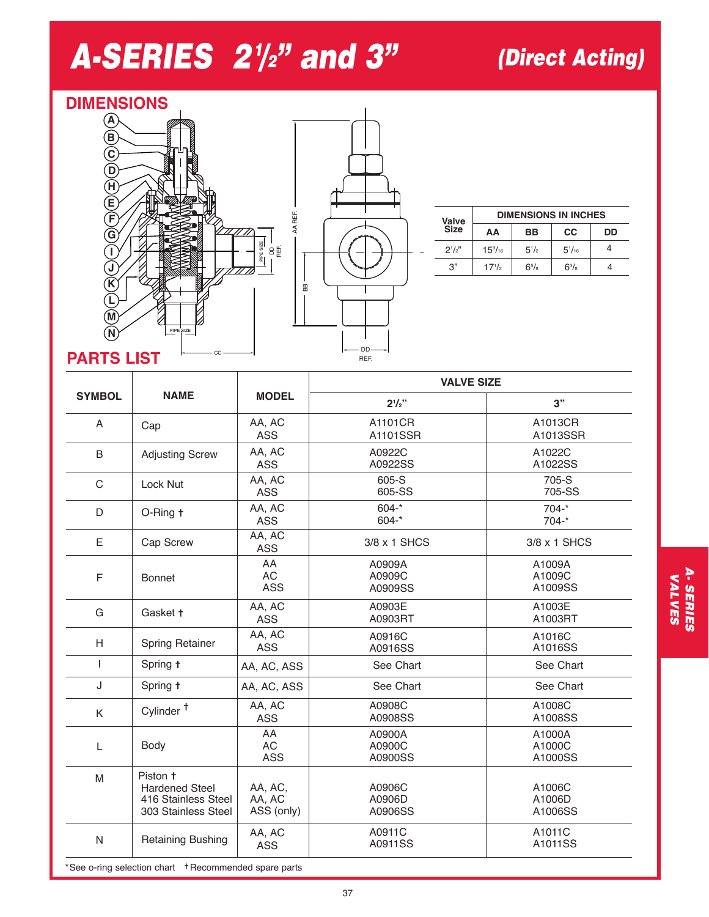# A-SERIES 2½" and 3" (Direct Acting)

## DIMENSIONS

| Valve Size | DIMENSIONS IN INCHES | | | |
|---|---|---|---|---|
| | AA | BB | CC | DD |
| 2½" | 15⁹⁄₁₆ | 5½ | 5¹⁄₁₆ | 4 |
| 3" | 17½ | 6⁵⁄₈ | 6³⁄₈ | 4 |

## PARTS LIST

| SYMBOL | NAME | MODEL | VALVE SIZE | |
|---|---|---|---|---|
| | | | 2½" | 3" |
| A | Cap | AA, AC<br>ASS | A1101CR<br>A1101SSR | A1013CR<br>A1013SSR |
| B | Adjusting Screw | AA, AC<br>ASS | A0922C<br>A0922SS | A1022C<br>A1022SS |
| C | Lock Nut | AA, AC<br>ASS | 605-S<br>605-SS | 705-S<br>705-SS |
| D | O-Ring † | AA, AC<br>ASS | 604-*<br>604-* | 704-*<br>704-* |
| E | Cap Screw | AA, AC<br>ASS | 3/8 x 1 SHCS | 3/8 x 1 SHCS |
| F | Bonnet | AA<br>AC<br>ASS | A0909A<br>A0909C<br>A0909SS | A1009A<br>A1009C<br>A1009SS |
| G | Gasket † | AA, AC<br>ASS | A0903E<br>A0903RT | A1003E<br>A1003RT |
| H | Spring Retainer | AA, AC<br>ASS | A0916C<br>A0916SS | A1016C<br>A1016SS |
| I | Spring † | AA, AC, ASS | See Chart | See Chart |
| J | Spring † | AA, AC, ASS | See Chart | See Chart |
| K | Cylinder † | AA, AC<br>ASS | A0908C<br>A0908SS | A1008C<br>A1008SS |
| L | Body | AA<br>AC<br>ASS | A0900A<br>A0900C<br>A0900SS | A1000A<br>A1000C<br>A1000SS |
| M | Piston †<br>Hardened Steel<br>416 Stainless Steel<br>303 Stainless Steel | AA, AC,<br>AA, AC<br>ASS (only) | A0906C<br>A0906D<br>A0906SS | A1006C<br>A1006D<br>A1006SS |
| N | Retaining Bushing | AA, AC<br>ASS | A0911C<br>A0911SS | A1011C<br>A1011SS |

*See o-ring selection chart †Recommended spare parts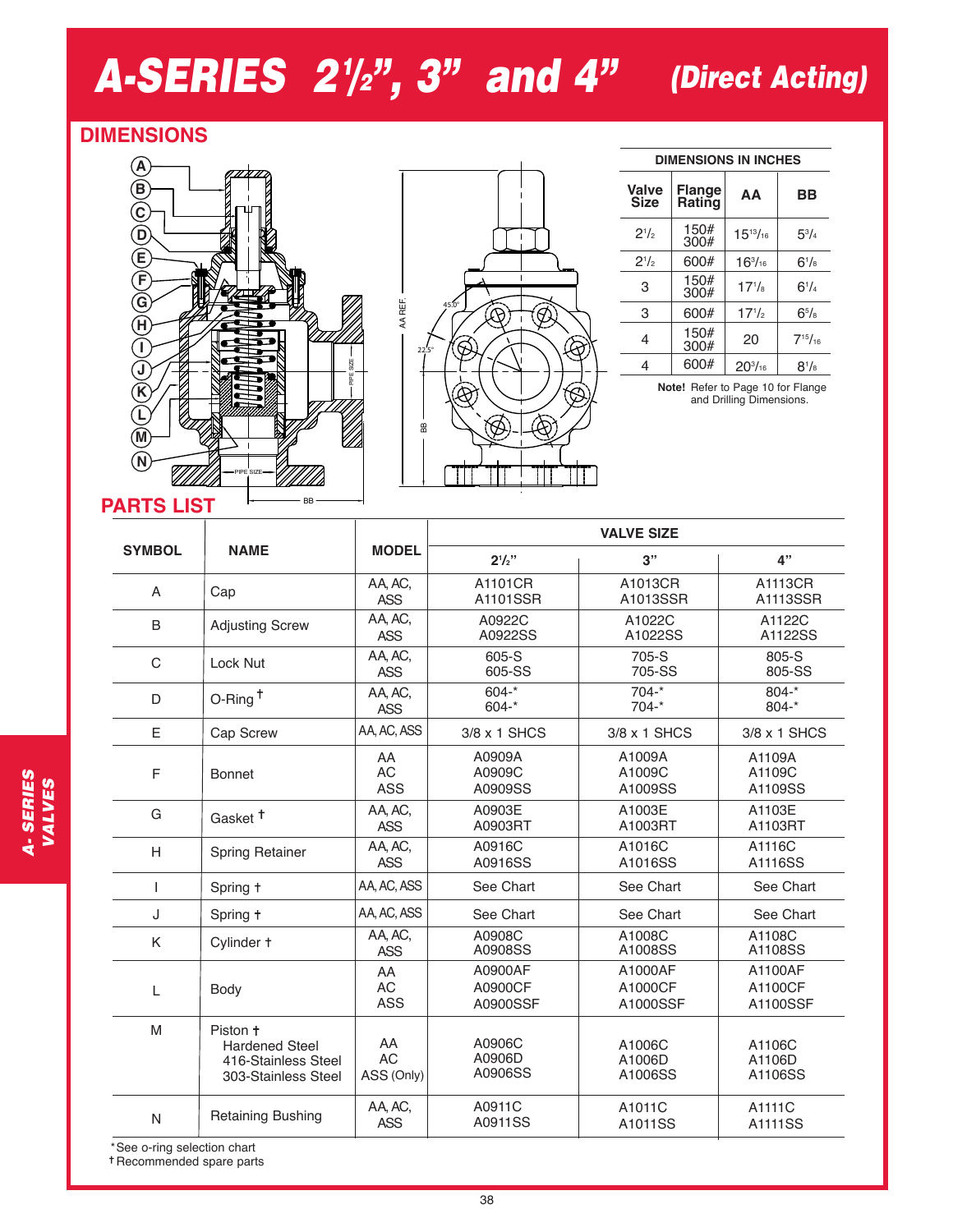# A-SERIES 2½", 3" and 4" (Direct Acting)

## DIMENSIONS

**DIMENSIONS IN INCHES**

| Valve Size | Flange Rating | AA | BB |
|---|---|---|---|
| 2½ | 150# 300# | 15¹³⁄₁₆ | 5¾ |
| 2½ | 600# | 16³⁄₁₆ | 6⅛ |
| 3 | 150# 300# | 17⅛ | 6¼ |
| 3 | 600# | 17½ | 6⅝ |
| 4 | 150# 300# | 20 | 7¹⁵⁄₁₆ |
| 4 | 600# | 20³⁄₁₆ | 8⅛ |

**Note!** Refer to Page 10 for Flange and Drilling Dimensions.

## PARTS LIST

| SYMBOL | NAME | MODEL | VALVE SIZE 2½" | 3" | 4" |
|---|---|---|---|---|---|
| A | Cap | AA, AC, ASS | A1101CR A1101SSR | A1013CR A1013SSR | A1113CR A1113SSR |
| B | Adjusting Screw | AA, AC, ASS | A0922C A0922SS | A1022C A1022SS | A1122C A1122SS |
| C | Lock Nut | AA, AC, ASS | 605-S 605-SS | 705-S 705-SS | 805-S 805-SS |
| D | O-Ring † | AA, AC, ASS | 604-* 604-* | 704-* 704-* | 804-* 804-* |
| E | Cap Screw | AA, AC, ASS | 3/8 x 1 SHCS | 3/8 x 1 SHCS | 3/8 x 1 SHCS |
| F | Bonnet | AA AC ASS | A0909A A0909C A0909SS | A1009A A1009C A1009SS | A1109A A1109C A1109SS |
| G | Gasket † | AA, AC, ASS | A0903E A0903RT | A1003E A1003RT | A1103E A1103RT |
| H | Spring Retainer | AA, AC, ASS | A0916C A0916SS | A1016C A1016SS | A1116C A1116SS |
| I | Spring † | AA, AC, ASS | See Chart | See Chart | See Chart |
| J | Spring † | AA, AC, ASS | See Chart | See Chart | See Chart |
| K | Cylinder † | AA, AC, ASS | A0908C A0908SS | A1008C A1008SS | A1108C A1108SS |
| L | Body | AA AC ASS | A0900AF A0900CF A0900SSF | A1000AF A1000CF A1000SSF | A1100AF A1100CF A1100SSF |
| M | Piston † Hardened Steel 416-Stainless Steel 303-Stainless Steel | AA AC ASS (Only) | A0906C A0906D A0906SS | A1006C A1006D A1006SS | A1106C A1106D A1106SS |
| N | Retaining Bushing | AA, AC, ASS | A0911C A0911SS | A1011C A1011SS | A1111C A1111SS |

*See o-ring selection chart
† Recommended spare parts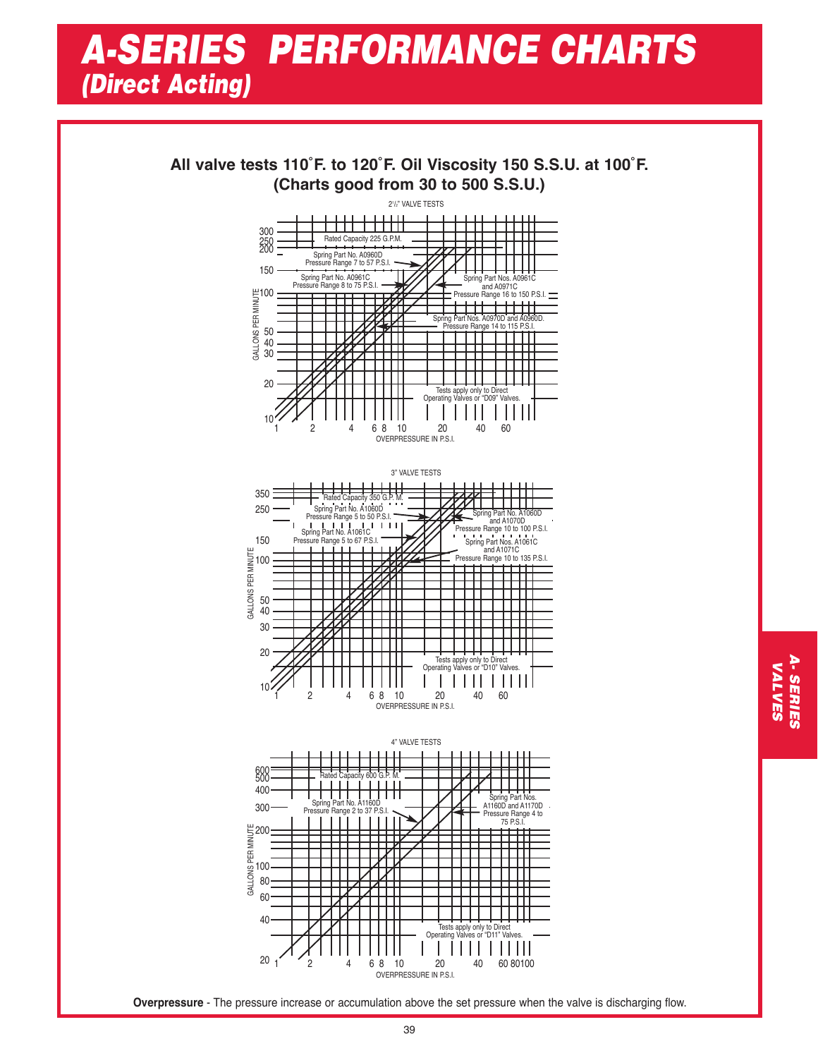# A-SERIES PERFORMANCE CHARTS
## *(Direct Acting)*

**All valve tests 110˚F. to 120˚F. Oil Viscosity 150 S.S.U. at 100˚F. (Charts good from 30 to 500 S.S.U.)**

2½" VALVE TESTS

- Rated Capacity 225 G.P.M.
- Spring Part No. A0960D Pressure Range 7 to 57 P.S.I.
- Spring Part No. A0961C Pressure Range 8 to 75 P.S.I.
- Spring Part Nos. A0961C and A0971C Pressure Range 16 to 150 P.S.I.
- Spring Part Nos. A0970D and A0960D. Pressure Range 14 to 115 P.S.I.
- Tests apply only to Direct Operating Valves or "D09" Valves.

GALLONS PER MINUTE (10–300) vs. OVERPRESSURE IN P.S.I. (1–60)

3" VALVE TESTS

- Rated Capacity 350 G.P. M.
- Spring Part No. A1060D Pressure Range 5 to 50 P.S.I.
- Spring Part No. A1060D and A1070D Pressure Range 10 to 100 P.S.I.
- Spring Part No. A1061C Pressure Range 5 to 67 P.S.I.
- Spring Part Nos. A1061C and A1071C Pressure Range 10 to 135 P.S.I.
- Tests apply only to Direct Operating Valves or "D10" Valves.

GALLONS PER MINUTE (10–350) vs. OVERPRESSURE IN P.S.I. (1–60)

4" VALVE TESTS

- Rated Capacity 600 G.P. M.
- Spring Part No. A1160D Pressure Range 2 to 37 P.S.I.
- Spring Part Nos. A1160D and A1170D Pressure Range 4 to 75 P.S.I.
- Tests apply only to Direct Operating Valves or "D11" Valves.

GALLONS PER MINUTE (20–600) vs. OVERPRESSURE IN P.S.I. (1–100)

**Overpressure** - The pressure increase or accumulation above the set pressure when the valve is discharging flow.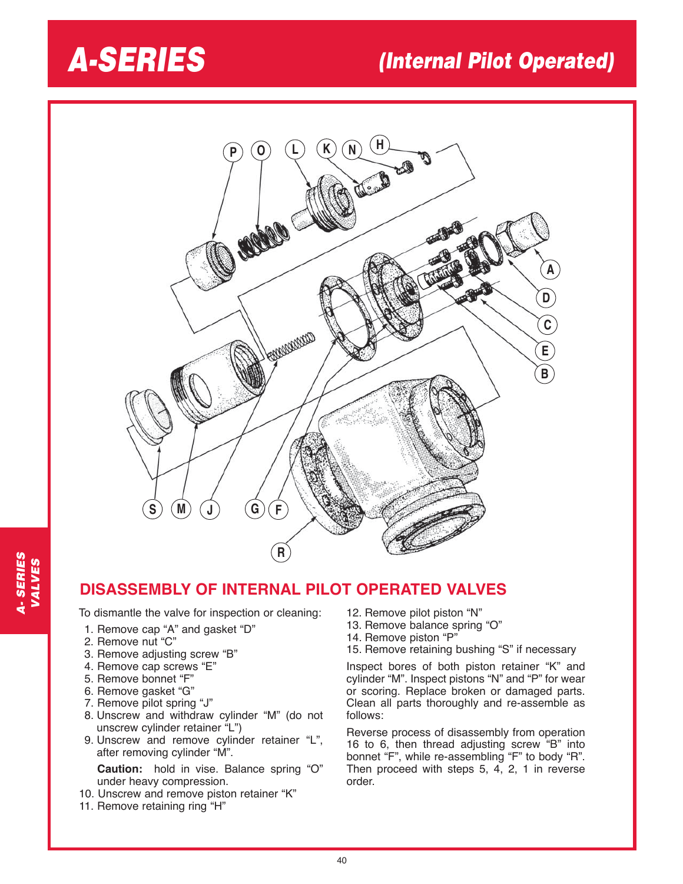# A-SERIES (Internal Pilot Operated)

## DISASSEMBLY OF INTERNAL PILOT OPERATED VALVES

To dismantle the valve for inspection or cleaning:

1. Remove cap "A" and gasket "D"
2. Remove nut "C"
3. Remove adjusting screw "B"
4. Remove cap screws "E"
5. Remove bonnet "F"
6. Remove gasket "G"
7. Remove pilot spring "J"
8. Unscrew and withdraw cylinder "M" (do not unscrew cylinder retainer "L")
9. Unscrew and remove cylinder retainer "L", after removing cylinder "M".

   **Caution:** hold in vise. Balance spring "O" under heavy compression.
10. Unscrew and remove piston retainer "K"
11. Remove retaining ring "H"
12. Remove pilot piston "N"
13. Remove balance spring "O"
14. Remove piston "P"
15. Remove retaining bushing "S" if necessary

Inspect bores of both piston retainer "K" and cylinder "M". Inspect pistons "N" and "P" for wear or scoring. Replace broken or damaged parts. Clean all parts thoroughly and re-assemble as follows:

Reverse process of disassembly from operation 16 to 6, then thread adjusting screw "B" into bonnet "F", while re-assembling "F" to body "R". Then proceed with steps 5, 4, 2, 1 in reverse order.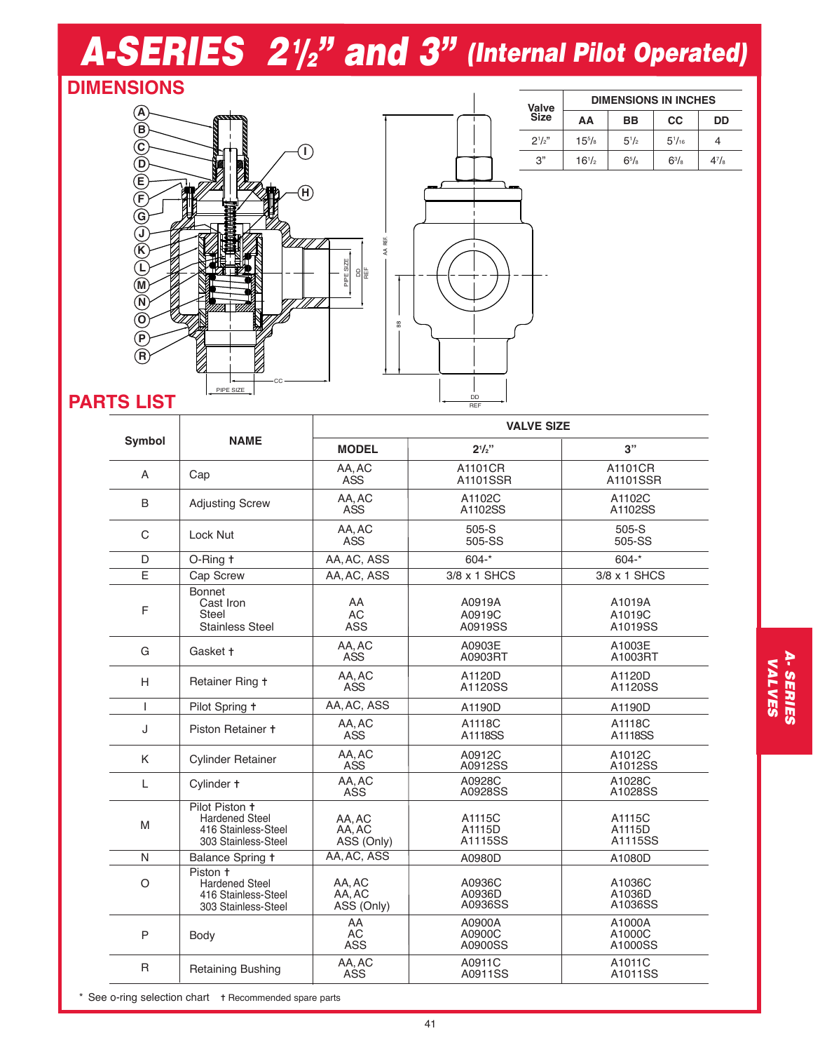# A-SERIES 2½" and 3" (Internal Pilot Operated)

## DIMENSIONS

| Valve Size | DIMENSIONS IN INCHES | | | |
|---|---|---|---|---|
| | AA | BB | CC | DD |
| 2½" | 15⅝ | 5½ | 5¹/₁₆ | 4 |
| 3" | 16½ | 6⅝ | 6⅜ | 4⅞ |

## PARTS LIST

| Symbol | NAME | VALVE SIZE | | |
|---|---|---|---|---|
| | | MODEL | 2½" | 3" |
| A | Cap | AA, AC<br>ASS | A1101CR<br>A1101SSR | A1101CR<br>A1101SSR |
| B | Adjusting Screw | AA, AC<br>ASS | A1102C<br>A1102SS | A1102C<br>A1102SS |
| C | Lock Nut | AA, AC<br>ASS | 505-S<br>505-SS | 505-S<br>505-SS |
| D | O-Ring † | AA, AC, ASS | 604-* | 604-* |
| E | Cap Screw | AA, AC, ASS | 3/8 x 1 SHCS | 3/8 x 1 SHCS |
| F | Bonnet<br>Cast Iron<br>Steel<br>Stainless Steel | AA<br>AC<br>ASS | A0919A<br>A0919C<br>A0919SS | A1019A<br>A1019C<br>A1019SS |
| G | Gasket † | AA, AC<br>ASS | A0903E<br>A0903RT | A1003E<br>A1003RT |
| H | Retainer Ring † | AA, AC<br>ASS | A1120D<br>A1120SS | A1120D<br>A1120SS |
| I | Pilot Spring † | AA, AC, ASS | A1190D | A1190D |
| J | Piston Retainer † | AA, AC<br>ASS | A1118C<br>A1118SS | A1118C<br>A1118SS |
| K | Cylinder Retainer | AA, AC<br>ASS | A0912C<br>A0912SS | A1012C<br>A1012SS |
| L | Cylinder † | AA, AC<br>ASS | A0928C<br>A0928SS | A1028C<br>A1028SS |
| M | Pilot Piston †<br>Hardened Steel<br>416 Stainless-Steel<br>303 Stainless-Steel | AA, AC<br>AA, AC<br>ASS (Only) | A1115C<br>A1115D<br>A1115SS | A1115C<br>A1115D<br>A1115SS |
| N | Balance Spring † | AA, AC, ASS | A0980D | A1080D |
| O | Piston †<br>Hardened Steel<br>416 Stainless-Steel<br>303 Stainless-Steel | AA, AC<br>AA, AC<br>ASS (Only) | A0936C<br>A0936D<br>A0936SS | A1036C<br>A1036D<br>A1036SS |
| P | Body | AA<br>AC<br>ASS | A0900A<br>A0900C<br>A0900SS | A1000A<br>A1000C<br>A1000SS |
| R | Retaining Bushing | AA, AC<br>ASS | A0911C<br>A0911SS | A1011C<br>A1011SS |

\* See o-ring selection chart † Recommended spare parts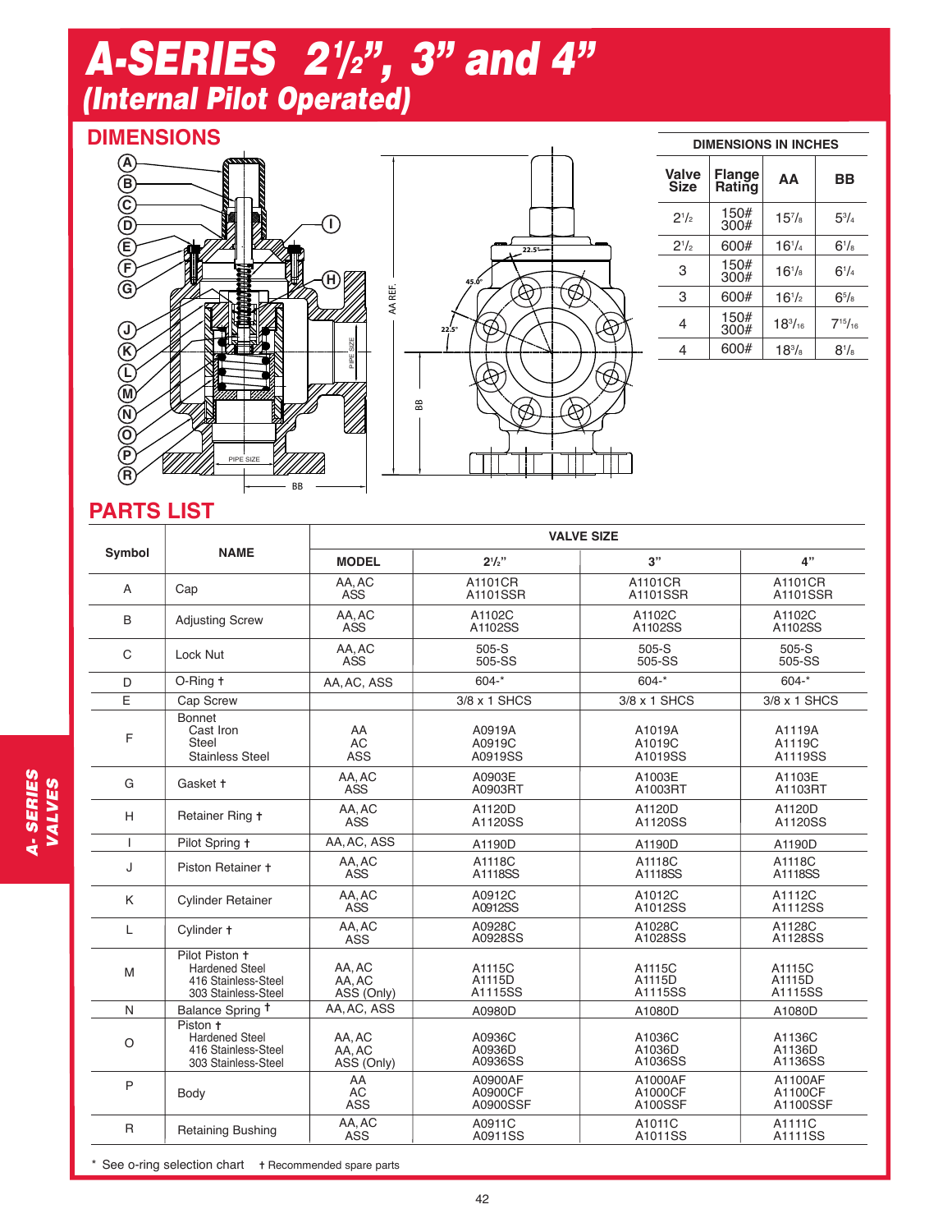# A-SERIES 2½", 3" and 4"
## (Internal Pilot Operated)

## DIMENSIONS

| DIMENSIONS IN INCHES | | | |
|---|---|---|---|
| Valve Size | Flange Rating | AA | BB |
| 2½ | 150# 300# | 15⅞ | 5¾ |
| 2½ | 600# | 16¼ | 6⅛ |
| 3 | 150# 300# | 16⅛ | 6¼ |
| 3 | 600# | 16½ | 6⅝ |
| 4 | 150# 300# | 18³⁄₁₆ | 7¹⁵⁄₁₆ |
| 4 | 600# | 18⅜ | 8⅛ |

## PARTS LIST

| Symbol | NAME | VALVE SIZE | | | |
|---|---|---|---|---|---|
| | | MODEL | 2½" | 3" | 4" |
| A | Cap | AA, AC<br>ASS | A1101CR<br>A1101SSR | A1101CR<br>A1101SSR | A1101CR<br>A1101SSR |
| B | Adjusting Screw | AA, AC<br>ASS | A1102C<br>A1102SS | A1102C<br>A1102SS | A1102C<br>A1102SS |
| C | Lock Nut | AA, AC<br>ASS | 505-S<br>505-SS | 505-S<br>505-SS | 505-S<br>505-SS |
| D | O-Ring † | AA, AC, ASS | 604-* | 604-* | 604-* |
| E | Cap Screw | | 3/8 x 1 SHCS | 3/8 x 1 SHCS | 3/8 x 1 SHCS |
| F | Bonnet<br>Cast Iron<br>Steel<br>Stainless Steel | AA<br>AC<br>ASS | A0919A<br>A0919C<br>A0919SS | A1019A<br>A1019C<br>A1019SS | A1119A<br>A1119C<br>A1119SS |
| G | Gasket † | AA, AC<br>ASS | A0903E<br>A0903RT | A1003E<br>A1003RT | A1103E<br>A1103RT |
| H | Retainer Ring † | AA, AC<br>ASS | A1120D<br>A1120SS | A1120D<br>A1120SS | A1120D<br>A1120SS |
| I | Pilot Spring † | AA, AC, ASS | A1190D | A1190D | A1190D |
| J | Piston Retainer † | AA, AC<br>ASS | A1118C<br>A1118SS | A1118C<br>A1118SS | A1118C<br>A1118SS |
| K | Cylinder Retainer | AA, AC<br>ASS | A0912C<br>A0912SS | A1012C<br>A1012SS | A1112C<br>A1112SS |
| L | Cylinder † | AA, AC<br>ASS | A0928C<br>A0928SS | A1028C<br>A1028SS | A1128C<br>A1128SS |
| M | Pilot Piston †<br>Hardened Steel<br>416 Stainless-Steel<br>303 Stainless-Steel | AA, AC<br>AA, AC<br>ASS (Only) | A1115C<br>A1115D<br>A1115SS | A1115C<br>A1115D<br>A1115SS | A1115C<br>A1115D<br>A1115SS |
| N | Balance Spring † | AA, AC, ASS | A0980D | A1080D | A1080D |
| O | Piston †<br>Hardened Steel<br>416 Stainless-Steel<br>303 Stainless-Steel | AA, AC<br>AA, AC<br>ASS (Only) | A0936C<br>A0936D<br>A0936SS | A1036C<br>A1036D<br>A1036SS | A1136C<br>A1136D<br>A1136SS |
| P | Body | AA<br>AC<br>ASS | A0900AF<br>A0900CF<br>A0900SSF | A1000AF<br>A1000CF<br>A100SSF | A1100AF<br>A1100CF<br>A1100SSF |
| R | Retaining Bushing | AA, AC<br>ASS | A0911C<br>A0911SS | A1011C<br>A1011SS | A1111C<br>A1111SS |

\* See o-ring selection chart † Recommended spare parts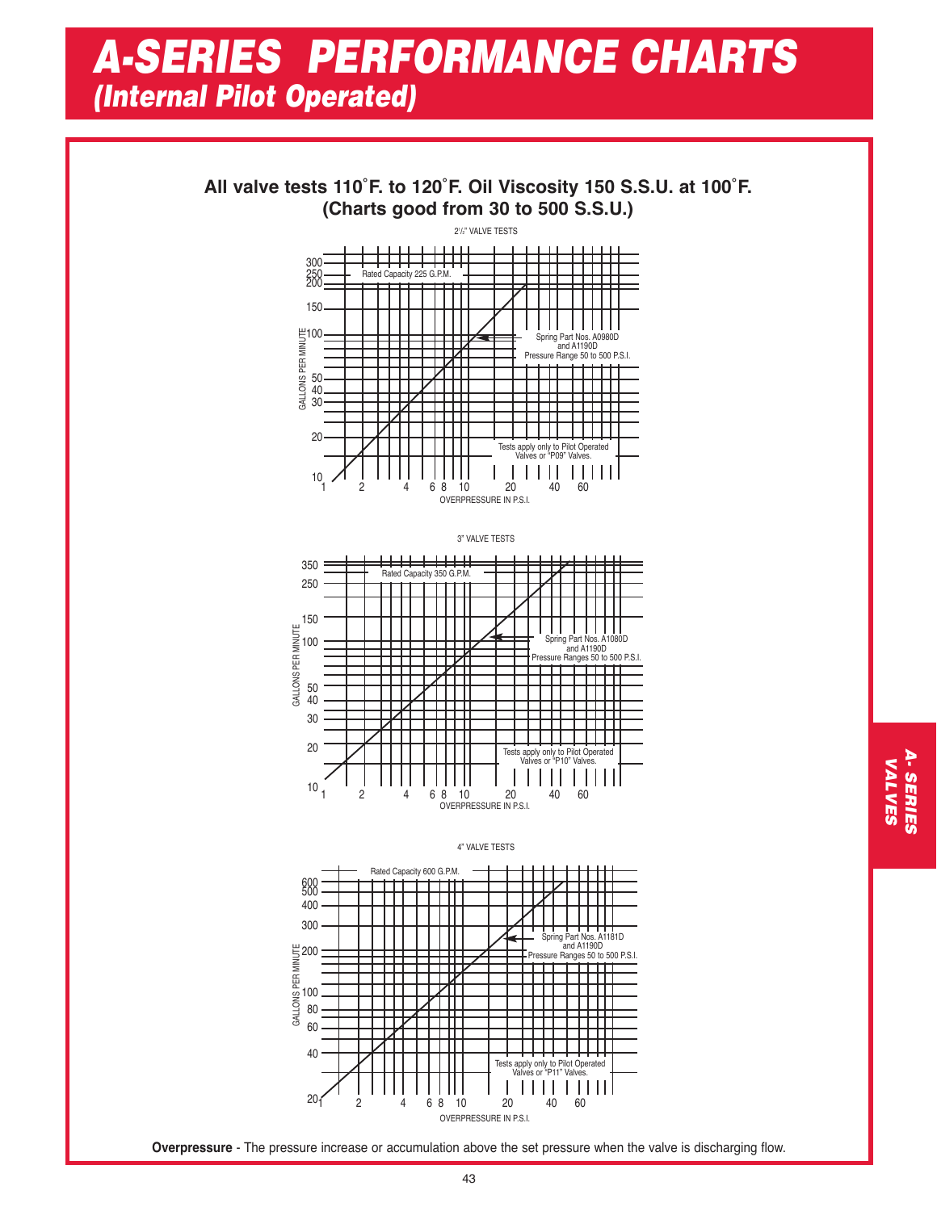# A-SERIES PERFORMANCE CHARTS
## *(Internal Pilot Operated)*

**All valve tests 110˚F. to 120˚F. Oil Viscosity 150 S.S.U. at 100˚F. (Charts good from 30 to 500 S.S.U.)**

2½" VALVE TESTS

Rated Capacity 225 G.P.M.

Spring Part Nos. A0980D and A1190D
Pressure Range 50 to 500 P.S.I.

Tests apply only to Pilot Operated Valves or "P09" Valves.

GALLONS PER MINUTE: 10, 20, 30, 40, 50, 100, 150, 200, 250, 300

OVERPRESSURE IN P.S.I.: 1, 2, 4, 6, 8, 10, 20, 40, 60

3" VALVE TESTS

Rated Capacity 350 G.P.M.

Spring Part Nos. A1080D and A1190D
Pressure Ranges 50 to 500 P.S.I.

Tests apply only to Pilot Operated Valves or "P10" Valves.

GALLONS PER MINUTE: 10, 20, 30, 40, 50, 100, 150, 250, 350

OVERPRESSURE IN P.S.I.: 1, 2, 4, 6, 8, 10, 20, 40, 60

4" VALVE TESTS

Rated Capacity 600 G.P.M.

Spring Part Nos. A1181D and A1190D
Pressure Ranges 50 to 500 P.S.I.

Tests apply only to Pilot Operated Valves or "P11" Valves.

GALLONS PER MINUTE: 20, 40, 60, 80, 100, 200, 300, 400, 500, 600

OVERPRESSURE IN P.S.I.: 1, 2, 4, 6, 8, 10, 20, 40, 60

**Overpressure** - The pressure increase or accumulation above the set pressure when the valve is discharging flow.

A- SERIES VALVES